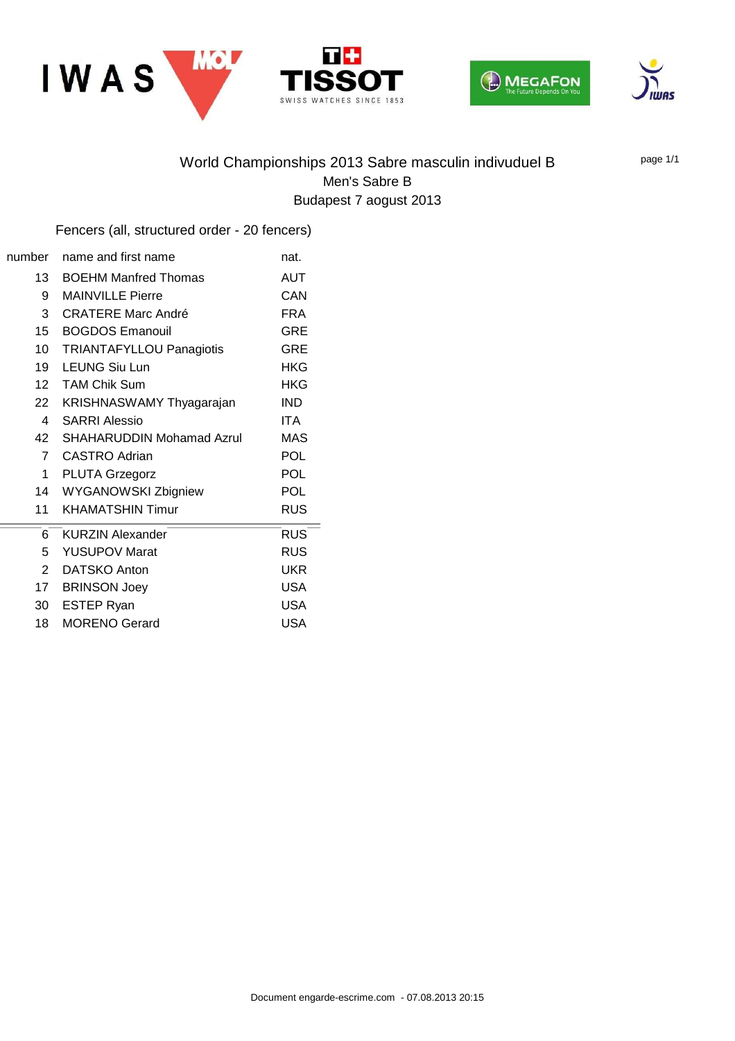# World Championships 2013 Sabre masculin indivuduel B

## Men's Sabre B

Budapest 7 aogust 2013

Fencers (all, structured order - 20 fencers)

| number | name and first name | nat. |
|---|---|---|
| 13 | BOEHM Manfred Thomas | AUT |
| 9 | MAINVILLE Pierre | CAN |
| 3 | CRATERE Marc André | FRA |
| 15 | BOGDOS Emanouil | GRE |
| 10 | TRIANTAFYLLOU Panagiotis | GRE |
| 19 | LEUNG Siu Lun | HKG |
| 12 | TAM Chik Sum | HKG |
| 22 | KRISHNASWAMY Thyagarajan | IND |
| 4 | SARRI Alessio | ITA |
| 42 | SHAHARUDDIN Mohamad Azrul | MAS |
| 7 | CASTRO Adrian | POL |
| 1 | PLUTA Grzegorz | POL |
| 14 | WYGANOWSKI Zbigniew | POL |
| 11 | KHAMATSHIN Timur | RUS |
| 6 | KURZIN Alexander | RUS |
| 5 | YUSUPOV Marat | RUS |
| 2 | DATSKO Anton | UKR |
| 17 | BRINSON Joey | USA |
| 30 | ESTEP Ryan | USA |
| 18 | MORENO Gerard | USA |

Document engarde-escrime.com - 07.08.2013 20:15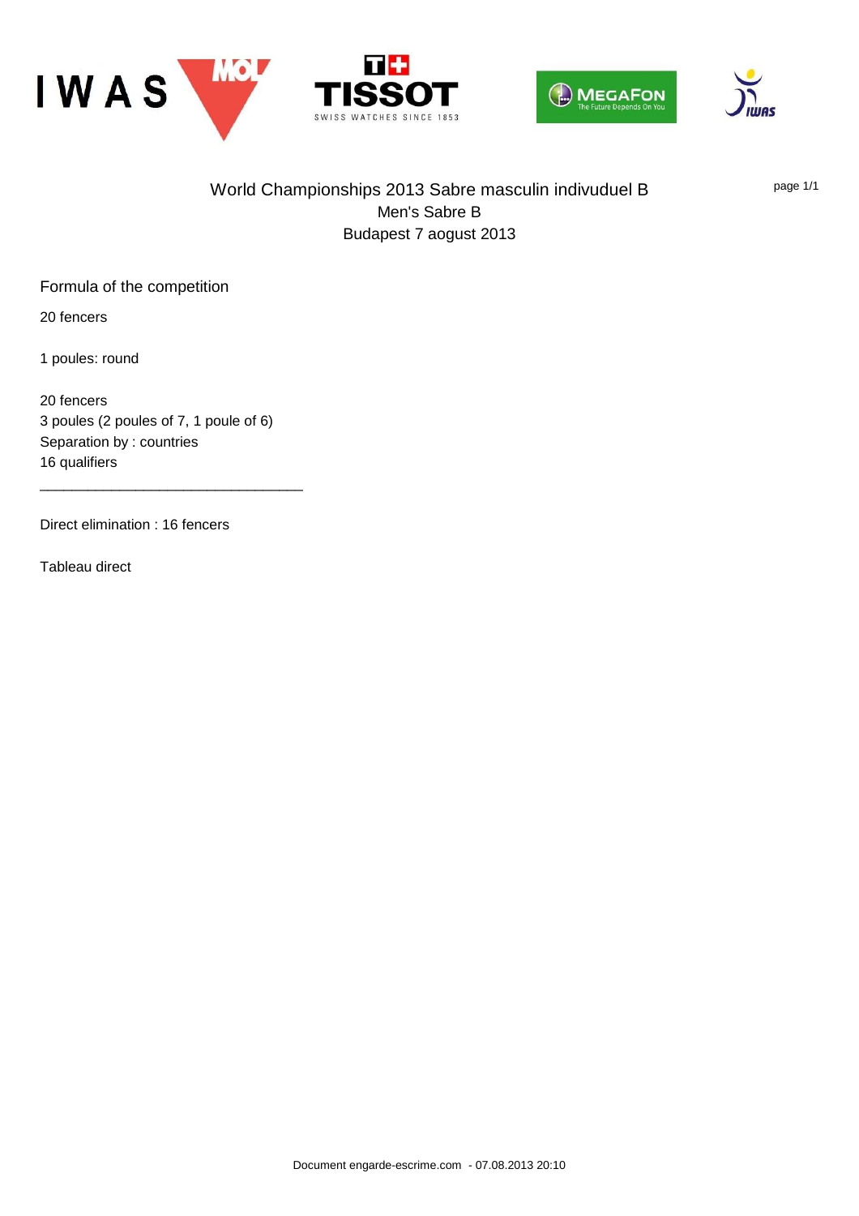# World Championships 2013 Sabre masculin indivuduel B

Men's Sabre B

Budapest 7 aogust 2013

## Formula of the competition

20 fencers

1 poules: round

20 fencers
3 poules (2 poules of 7, 1 poule of 6)
Separation by : countries
16 qualifiers

---

Direct elimination : 16 fencers

Tableau direct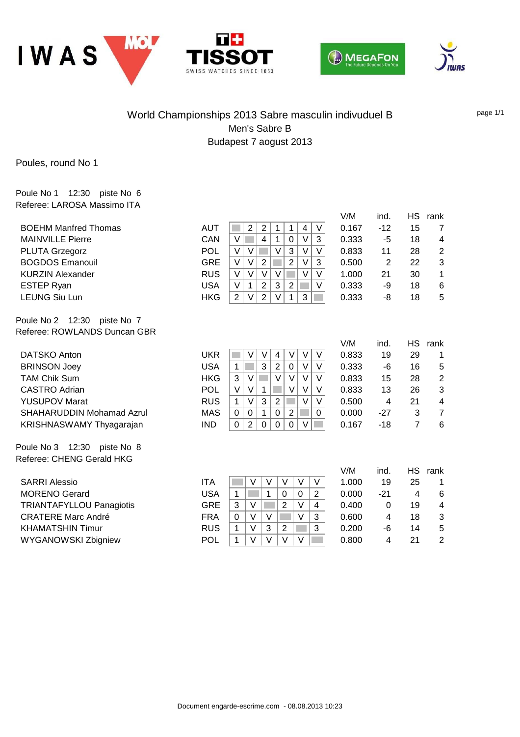World Championships 2013 Sabre masculin indivuduel B

Men's Sabre B

Budapest 7 aougust 2013

Poules, round No 1

Poule No 1 12:30 piste No 6

Referee: LAROSA Massimo ITA

| Name | Nation | 1 | 2 | 3 | 4 | 5 | 6 | 7 | V/M | ind. | HS | rank |
|---|---|---|---|---|---|---|---|---|---|---|---|---|
| BOEHM Manfred Thomas | AUT | | 2 | 2 | 1 | 1 | 4 | V | 0.167 | -12 | 15 | 7 |
| MAINVILLE Pierre | CAN | V | | 4 | 1 | 0 | V | 3 | 0.333 | -5 | 18 | 4 |
| PLUTA Grzegorz | POL | V | V | | V | 3 | V | V | 0.833 | 11 | 28 | 2 |
| BOGDOS Emanouil | GRE | V | V | 2 | | 2 | V | 3 | 0.500 | 2 | 22 | 3 |
| KURZIN Alexander | RUS | V | V | V | V | | V | V | 1.000 | 21 | 30 | 1 |
| ESTEP Ryan | USA | V | 1 | 2 | 3 | 2 | | V | 0.333 | -9 | 18 | 6 |
| LEUNG Siu Lun | HKG | 2 | V | 2 | V | 1 | 3 | | 0.333 | -8 | 18 | 5 |

Poule No 2 12:30 piste No 7

Referee: ROWLANDS Duncan GBR

| Name | Nation | 1 | 2 | 3 | 4 | 5 | 6 | 7 | V/M | ind. | HS | rank |
|---|---|---|---|---|---|---|---|---|---|---|---|---|
| DATSKO Anton | UKR | | V | V | 4 | V | V | V | 0.833 | 19 | 29 | 1 |
| BRINSON Joey | USA | 1 | | 3 | 2 | 0 | V | V | 0.333 | -6 | 16 | 5 |
| TAM Chik Sum | HKG | 3 | V | | V | V | V | V | 0.833 | 15 | 28 | 2 |
| CASTRO Adrian | POL | V | V | 1 | | V | V | V | 0.833 | 13 | 26 | 3 |
| YUSUPOV Marat | RUS | 1 | V | 3 | 2 | | V | V | 0.500 | 4 | 21 | 4 |
| SHAHARUDDIN Mohamad Azrul | MAS | 0 | 0 | 1 | 0 | 2 | | 0 | 0.000 | -27 | 3 | 7 |
| KRISHNASWAMY Thyagarajan | IND | 0 | 2 | 0 | 0 | 0 | V | | 0.167 | -18 | 7 | 6 |

Poule No 3 12:30 piste No 8

Referee: CHENG Gerald HKG

| Name | Nation | 1 | 2 | 3 | 4 | 5 | 6 | V/M | ind. | HS | rank |
|---|---|---|---|---|---|---|---|---|---|---|---|
| SARRI Alessio | ITA | | V | V | V | V | V | 1.000 | 19 | 25 | 1 |
| MORENO Gerard | USA | 1 | | 1 | 0 | 0 | 2 | 0.000 | -21 | 4 | 6 |
| TRIANTAFYLLOU Panagiotis | GRE | 3 | V | | 2 | V | 4 | 0.400 | 0 | 19 | 4 |
| CRATERE Marc André | FRA | 0 | V | V | | V | 3 | 0.600 | 4 | 18 | 3 |
| KHAMATSHIN Timur | RUS | 1 | V | 3 | 2 | | 3 | 0.200 | -6 | 14 | 5 |
| WYGANOWSKI Zbigniew | POL | 1 | V | V | V | V | | 0.800 | 4 | 21 | 2 |

Document engarde-escrime.com - 08.08.2013 10:23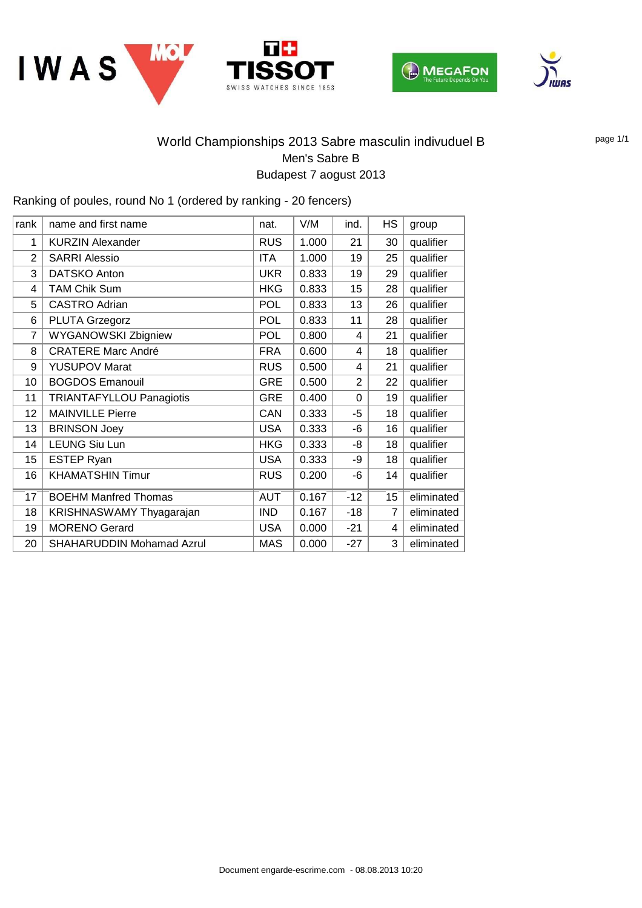# World Championships 2013 Sabre masculin indivuduel B

Men's Sabre B

Budapest 7 aogust 2013

Ranking of poules, round No 1 (ordered by ranking - 20 fencers)

| rank | name and first name | nat. | V/M | ind. | HS | group |
|---|---|---|---|---|---|---|
| 1 | KURZIN Alexander | RUS | 1.000 | 21 | 30 | qualifier |
| 2 | SARRI Alessio | ITA | 1.000 | 19 | 25 | qualifier |
| 3 | DATSKO Anton | UKR | 0.833 | 19 | 29 | qualifier |
| 4 | TAM Chik Sum | HKG | 0.833 | 15 | 28 | qualifier |
| 5 | CASTRO Adrian | POL | 0.833 | 13 | 26 | qualifier |
| 6 | PLUTA Grzegorz | POL | 0.833 | 11 | 28 | qualifier |
| 7 | WYGANOWSKI Zbigniew | POL | 0.800 | 4 | 21 | qualifier |
| 8 | CRATERE Marc André | FRA | 0.600 | 4 | 18 | qualifier |
| 9 | YUSUPOV Marat | RUS | 0.500 | 4 | 21 | qualifier |
| 10 | BOGDOS Emanouil | GRE | 0.500 | 2 | 22 | qualifier |
| 11 | TRIANTAFYLLOU Panagiotis | GRE | 0.400 | 0 | 19 | qualifier |
| 12 | MAINVILLE Pierre | CAN | 0.333 | -5 | 18 | qualifier |
| 13 | BRINSON Joey | USA | 0.333 | -6 | 16 | qualifier |
| 14 | LEUNG Siu Lun | HKG | 0.333 | -8 | 18 | qualifier |
| 15 | ESTEP Ryan | USA | 0.333 | -9 | 18 | qualifier |
| 16 | KHAMATSHIN Timur | RUS | 0.200 | -6 | 14 | qualifier |
| 17 | BOEHM Manfred Thomas | AUT | 0.167 | -12 | 15 | eliminated |
| 18 | KRISHNASWAMY Thyagarajan | IND | 0.167 | -18 | 7 | eliminated |
| 19 | MORENO Gerard | USA | 0.000 | -21 | 4 | eliminated |
| 20 | SHAHARUDDIN Mohamad Azrul | MAS | 0.000 | -27 | 3 | eliminated |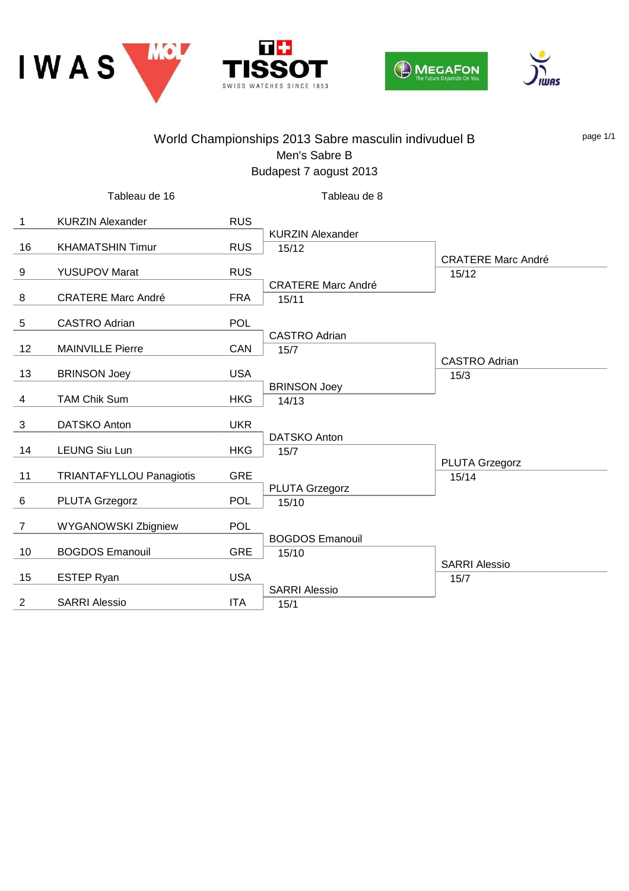# World Championships 2013 Sabre masculin indivuduel B

## Men's Sabre B

### Budapest 7 aougust 2013

| Tableau de 16 | | | Tableau de 8 | |
|---|---|---|---|---|
| 1 | KURZIN Alexander | RUS | KURZIN Alexander 15/12 | CRATERE Marc André 15/12 |
| 16 | KHAMATSHIN Timur | RUS | | |
| 9 | YUSUPOV Marat | RUS | CRATERE Marc André 15/11 | |
| 8 | CRATERE Marc André | FRA | | |
| 5 | CASTRO Adrian | POL | CASTRO Adrian 15/7 | CASTRO Adrian 15/3 |
| 12 | MAINVILLE Pierre | CAN | | |
| 13 | BRINSON Joey | USA | BRINSON Joey 14/13 | |
| 4 | TAM Chik Sum | HKG | | |
| 3 | DATSKO Anton | UKR | DATSKO Anton 15/7 | PLUTA Grzegorz 15/14 |
| 14 | LEUNG Siu Lun | HKG | | |
| 11 | TRIANTAFYLLOU Panagiotis | GRE | PLUTA Grzegorz 15/10 | |
| 6 | PLUTA Grzegorz | POL | | |
| 7 | WYGANOWSKI Zbigniew | POL | BOGDOS Emanouil 15/10 | SARRI Alessio 15/7 |
| 10 | BOGDOS Emanouil | GRE | | |
| 15 | ESTEP Ryan | USA | SARRI Alessio 15/1 | |
| 2 | SARRI Alessio | ITA | | |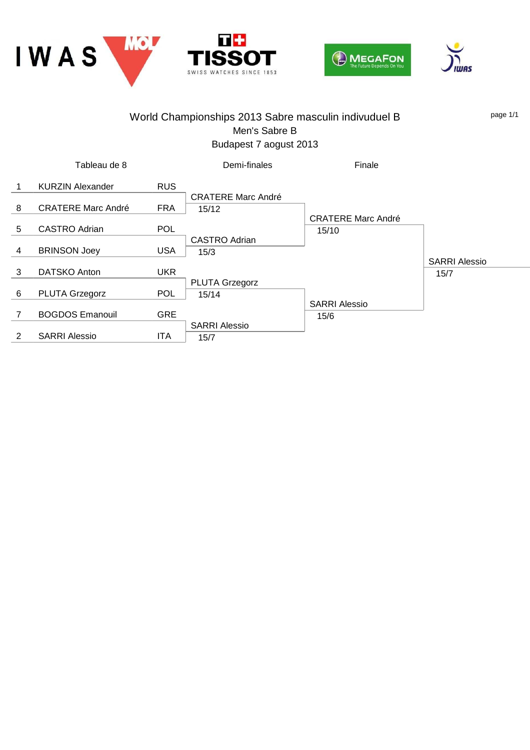# World Championships 2013 Sabre masculin indivuduel B

## Men's Sabre B

Budapest 7 aogust 2013

| Tableau de 8 | | | Demi-finales | Finale | |
|---|---|---|---|---|---|
| 1 | KURZIN Alexander | RUS | | | |
| | | | CRATERE Marc André 15/12 | | |
| 8 | CRATERE Marc André | FRA | | | |
| | | | | CRATERE Marc André 15/10 | |
| 5 | CASTRO Adrian | POL | | | |
| | | | CASTRO Adrian 15/3 | | |
| 4 | BRINSON Joey | USA | | | |
| | | | | | SARRI Alessio 15/7 |
| 3 | DATSKO Anton | UKR | | | |
| | | | PLUTA Grzegorz 15/14 | | |
| 6 | PLUTA Grzegorz | POL | | | |
| | | | | SARRI Alessio 15/6 | |
| 7 | BOGDOS Emanouil | GRE | | | |
| | | | SARRI Alessio 15/7 | | |
| 2 | SARRI Alessio | ITA | | | |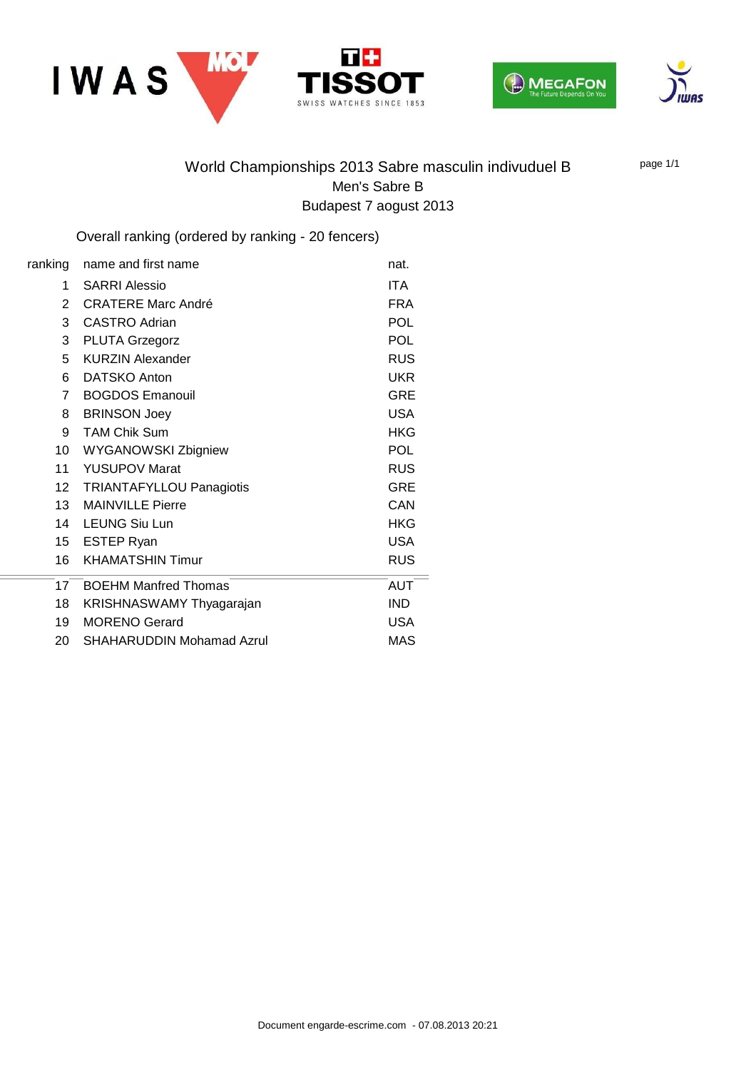# World Championships 2013 Sabre masculin indivuduel B

## Men's Sabre B

Budapest 7 aogust 2013

Overall ranking (ordered by ranking - 20 fencers)

| ranking | name and first name | nat. |
| --- | --- | --- |
| 1 | SARRI Alessio | ITA |
| 2 | CRATERE Marc André | FRA |
| 3 | CASTRO Adrian | POL |
| 3 | PLUTA Grzegorz | POL |
| 5 | KURZIN Alexander | RUS |
| 6 | DATSKO Anton | UKR |
| 7 | BOGDOS Emanouil | GRE |
| 8 | BRINSON Joey | USA |
| 9 | TAM Chik Sum | HKG |
| 10 | WYGANOWSKI Zbigniew | POL |
| 11 | YUSUPOV Marat | RUS |
| 12 | TRIANTAFYLLOU Panagiotis | GRE |
| 13 | MAINVILLE Pierre | CAN |
| 14 | LEUNG Siu Lun | HKG |
| 15 | ESTEP Ryan | USA |
| 16 | KHAMATSHIN Timur | RUS |
| 17 | BOEHM Manfred Thomas | AUT |
| 18 | KRISHNASWAMY Thyagarajan | IND |
| 19 | MORENO Gerard | USA |
| 20 | SHAHARUDDIN Mohamad Azrul | MAS |

Document engarde-escrime.com - 07.08.2013 20:21